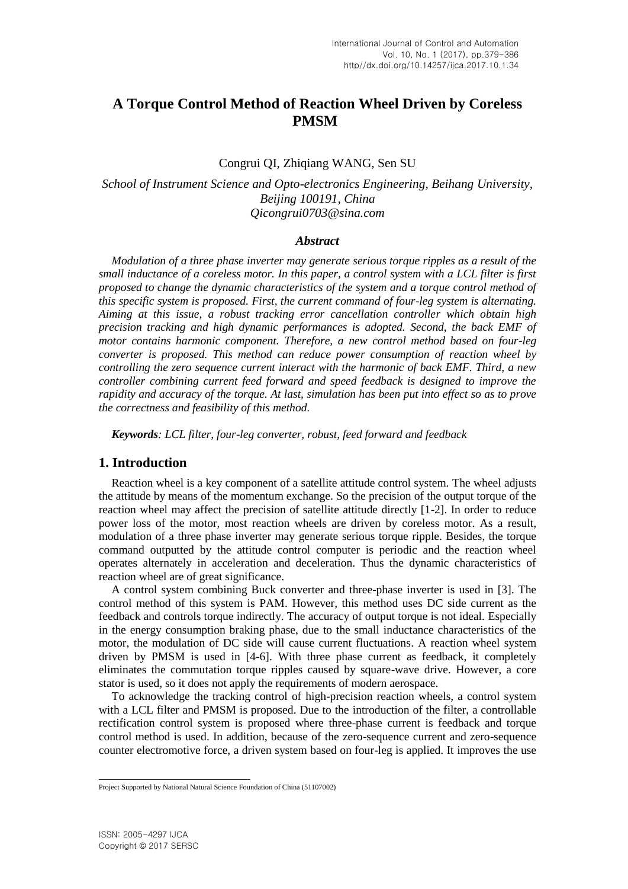# A Torque Control Method of Reaction Wheel Driven by Coreless PMSM

Congrui QI, Zhiqiang WANG, Sen SU

*School of Instrument Science and Opto-electronics Engineering, Beihang University, Beijing 100191, China*
*Qicongrui0703@sina.com*

### *Abstract*

*Modulation of a three phase inverter may generate serious torque ripples as a result of the small inductance of a coreless motor. In this paper, a control system with a LCL filter is first proposed to change the dynamic characteristics of the system and a torque control method of this specific system is proposed. First, the current command of four-leg system is alternating. Aiming at this issue, a robust tracking error cancellation controller which obtain high precision tracking and high dynamic performances is adopted. Second, the back EMF of motor contains harmonic component. Therefore, a new control method based on four-leg converter is proposed. This method can reduce power consumption of reaction wheel by controlling the zero sequence current interact with the harmonic of back EMF. Third, a new controller combining current feed forward and speed feedback is designed to improve the rapidity and accuracy of the torque. At last, simulation has been put into effect so as to prove the correctness and feasibility of this method.*

***Keywords****: LCL filter, four-leg converter, robust, feed forward and feedback*

## 1. Introduction

Reaction wheel is a key component of a satellite attitude control system. The wheel adjusts the attitude by means of the momentum exchange. So the precision of the output torque of the reaction wheel may affect the precision of satellite attitude directly [1-2]. In order to reduce power loss of the motor, most reaction wheels are driven by coreless motor. As a result, modulation of a three phase inverter may generate serious torque ripple. Besides, the torque command outputted by the attitude control computer is periodic and the reaction wheel operates alternately in acceleration and deceleration. Thus the dynamic characteristics of reaction wheel are of great significance.

A control system combining Buck converter and three-phase inverter is used in [3]. The control method of this system is PAM. However, this method uses DC side current as the feedback and controls torque indirectly. The accuracy of output torque is not ideal. Especially in the energy consumption braking phase, due to the small inductance characteristics of the motor, the modulation of DC side will cause current fluctuations. A reaction wheel system driven by PMSM is used in [4-6]. With three phase current as feedback, it completely eliminates the commutation torque ripples caused by square-wave drive. However, a core stator is used, so it does not apply the requirements of modern aerospace.

To acknowledge the tracking control of high-precision reaction wheels, a control system with a LCL filter and PMSM is proposed. Due to the introduction of the filter, a controllable rectification control system is proposed where three-phase current is feedback and torque control method is used. In addition, because of the zero-sequence current and zero-sequence counter electromotive force, a driven system based on four-leg is applied. It improves the use

Project Supported by National Natural Science Foundation of China (51107002)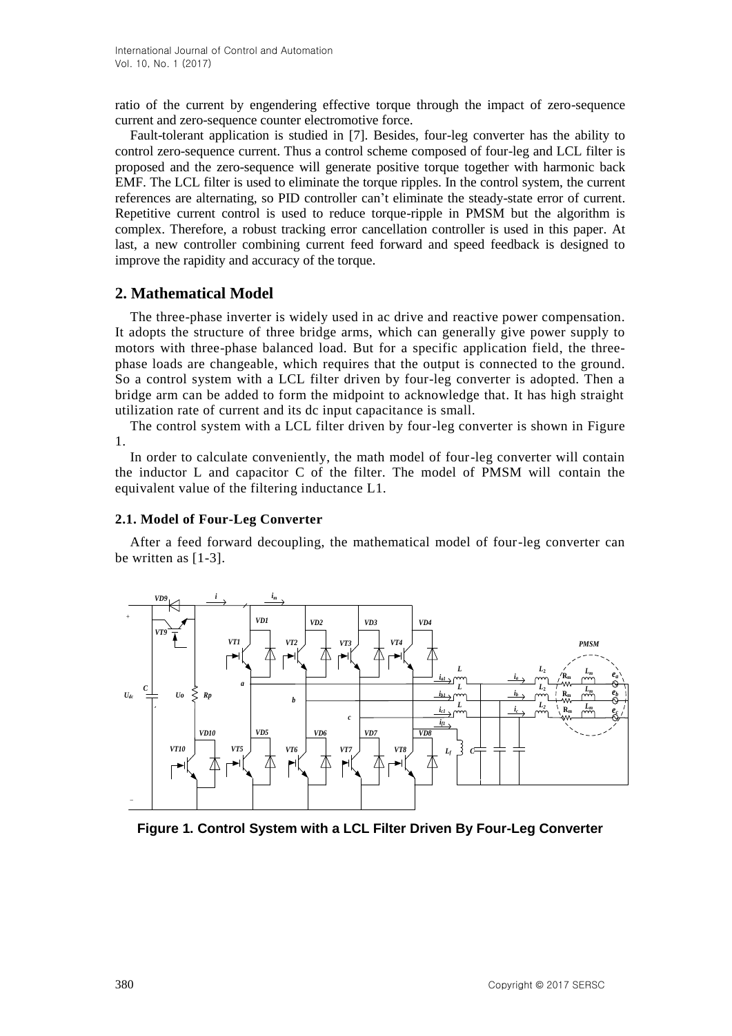ratio of the current by engendering effective torque through the impact of zero-sequence current and zero-sequence counter electromotive force.

Fault-tolerant application is studied in [7]. Besides, four-leg converter has the ability to control zero-sequence current. Thus a control scheme composed of four-leg and LCL filter is proposed and the zero-sequence will generate positive torque together with harmonic back EMF. The LCL filter is used to eliminate the torque ripples. In the control system, the current references are alternating, so PID controller can't eliminate the steady-state error of current. Repetitive current control is used to reduce torque-ripple in PMSM but the algorithm is complex. Therefore, a robust tracking error cancellation controller is used in this paper. At last, a new controller combining current feed forward and speed feedback is designed to improve the rapidity and accuracy of the torque.

## 2. Mathematical Model

The three-phase inverter is widely used in ac drive and reactive power compensation. It adopts the structure of three bridge arms, which can generally give power supply to motors with three-phase balanced load. But for a specific application field, the three-phase loads are changeable, which requires that the output is connected to the ground. So a control system with a LCL filter driven by four-leg converter is adopted. Then a bridge arm can be added to form the midpoint to acknowledge that. It has high straight utilization rate of current and its dc input capacitance is small.

The control system with a LCL filter driven by four-leg converter is shown in Figure 1.

In order to calculate conveniently, the math model of four-leg converter will contain the inductor L and capacitor C of the filter. The model of PMSM will contain the equivalent value of the filtering inductance L1.

### 2.1. Model of Four-Leg Converter

After a feed forward decoupling, the mathematical model of four-leg converter can be written as [1-3].

**Figure 1. Control System with a LCL Filter Driven By Four-Leg Converter**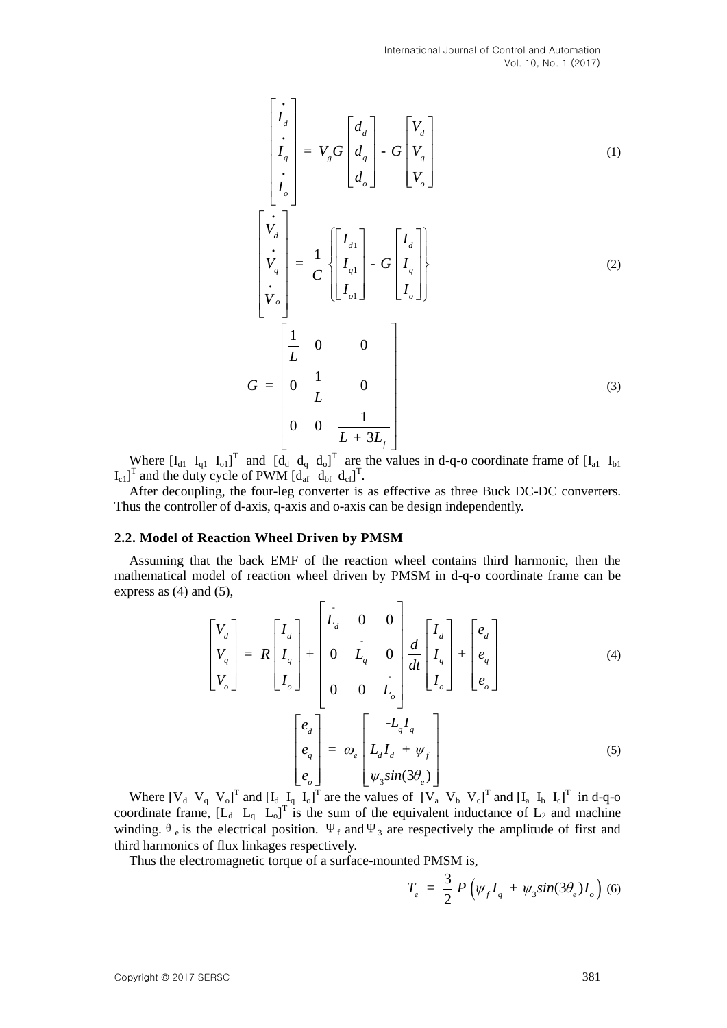$$\begin{bmatrix} \dot{I}_d \\ \dot{I}_q \\ \dot{I}_o \end{bmatrix} = V_g G \begin{bmatrix} d_d \\ d_q \\ d_o \end{bmatrix} - G \begin{bmatrix} V_d \\ V_q \\ V_o \end{bmatrix} \tag{1}$$

$$\begin{bmatrix} \dot{V}_d \\ \dot{V}_q \\ \dot{V}_o \end{bmatrix} = \frac{1}{C} \left\{ \begin{bmatrix} I_{d1} \\ I_{q1} \\ I_{o1} \end{bmatrix} - G \begin{bmatrix} I_d \\ I_q \\ I_o \end{bmatrix} \right\} \tag{2}$$

$$G = \begin{bmatrix} \frac{1}{L} & 0 & 0 \\ 0 & \frac{1}{L} & 0 \\ 0 & 0 & \frac{1}{L + 3L_f} \end{bmatrix} \tag{3}$$

Where $[I_{d1} \; I_{q1} \; I_{o1}]^T$ and $[d_d \; d_q \; d_o]^T$ are the values in d-q-o coordinate frame of $[I_{a1} \; I_{b1} \; I_{c1}]^T$ and the duty cycle of PWM $[d_{af} \; d_{bf} \; d_{cf}]^T$.

After decoupling, the four-leg converter is as effective as three Buck DC-DC converters. Thus the controller of d-axis, q-axis and o-axis can be design independently.

### 2.2. Model of Reaction Wheel Driven by PMSM

Assuming that the back EMF of the reaction wheel contains third harmonic, then the mathematical model of reaction wheel driven by PMSM in d-q-o coordinate frame can be express as (4) and (5),

$$\begin{bmatrix} V_d \\ V_q \\ V_o \end{bmatrix} = R \begin{bmatrix} I_d \\ I_q \\ I_o \end{bmatrix} + \begin{bmatrix} \bar{L}_d & 0 & 0 \\ 0 & \bar{L}_q & 0 \\ 0 & 0 & \bar{L}_o \end{bmatrix} \frac{d}{dt} \begin{bmatrix} I_d \\ I_q \\ I_o \end{bmatrix} + \begin{bmatrix} e_d \\ e_q \\ e_o \end{bmatrix} \tag{4}$$

$$\begin{bmatrix} e_d \\ e_q \\ e_o \end{bmatrix} = \omega_e \begin{bmatrix} -L_q I_q \\ L_d I_d + \psi_f \\ \psi_3 sin(3\theta_e) \end{bmatrix} \tag{5}$$

Where $[V_d \; V_q \; V_o]^T$ and $[I_d \; I_q \; I_o]^T$ are the values of $[V_a \; V_b \; V_c]^T$ and $[I_a \; I_b \; I_c]^T$ in d-q-o coordinate frame, $[L_d \; L_q \; L_o]^T$ is the sum of the equivalent inductance of $L_2$ and machine winding. $\theta_e$ is the electrical position. $\Psi_f$ and $\Psi_3$ are respectively the amplitude of first and third harmonics of flux linkages respectively.

Thus the electromagnetic torque of a surface-mounted PMSM is,

$$T_e = \frac{3}{2} P \left( \psi_f I_q + \psi_3 sin(3\theta_e) I_o \right) \tag{6}$$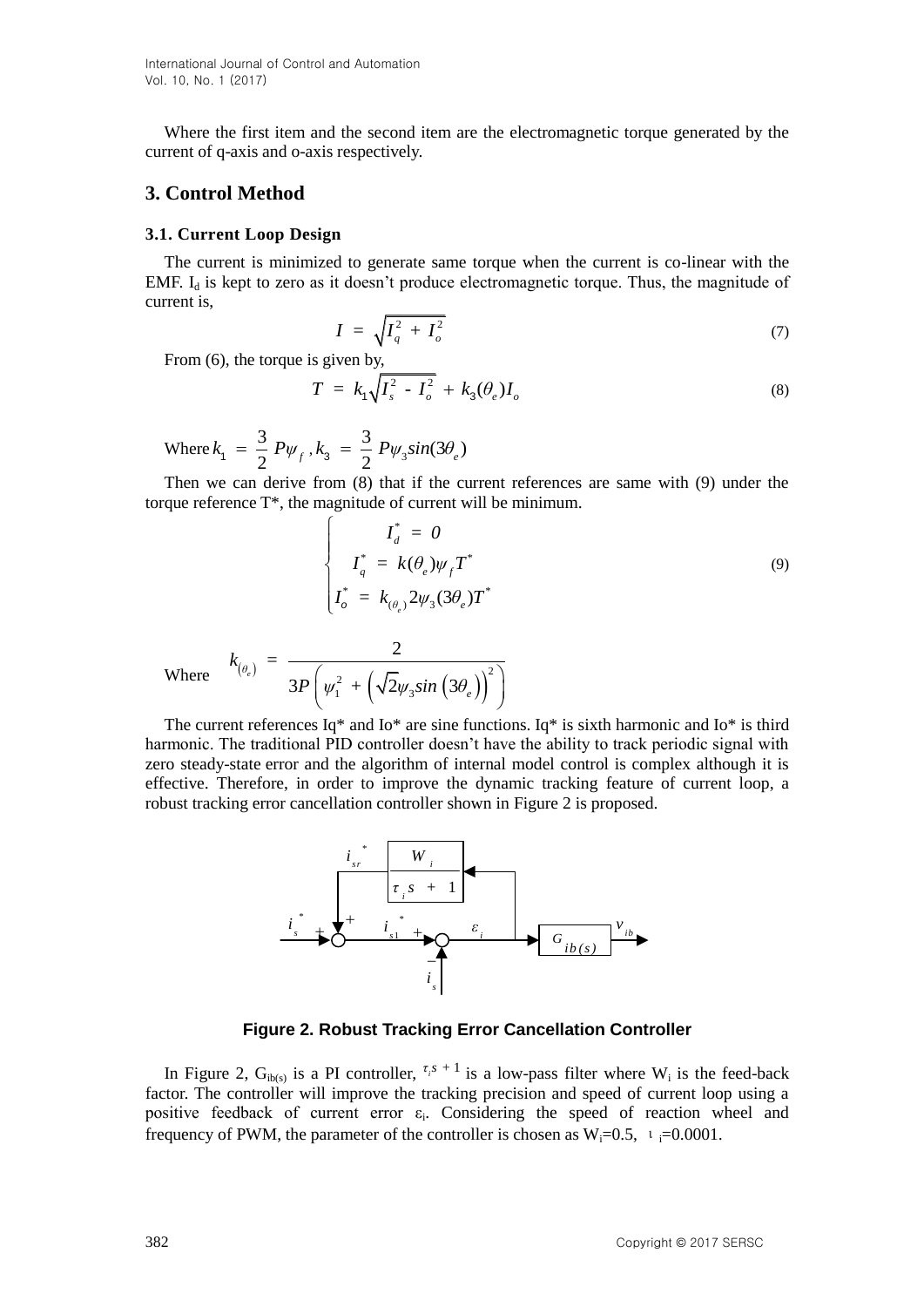Where the first item and the second item are the electromagnetic torque generated by the current of q-axis and o-axis respectively.

## 3. Control Method

### 3.1. Current Loop Design

The current is minimized to generate same torque when the current is co-linear with the EMF. $I_d$ is kept to zero as it doesn't produce electromagnetic torque. Thus, the magnitude of current is,

$$I = \sqrt{I_q^2 + I_o^2} \tag{7}$$

From (6), the torque is given by,

$$T = k_1\sqrt{I_s^2 - I_o^2} + k_3(\theta_e)I_o \tag{8}$$

Where $k_1 = \frac{3}{2}P\psi_f$, $k_3 = \frac{3}{2}P\psi_3 sin(3\theta_e)$

Then we can derive from (8) that if the current references are same with (9) under the torque reference T*, the magnitude of current will be minimum.

$$\begin{cases} I_d^* = 0 \\ I_q^* = k(\theta_e)\psi_f T^* \\ I_o^* = k_{(\theta_e)}2\psi_3(3\theta_e)T^* \end{cases} \tag{9}$$

Where $k_{(\theta_e)} = \dfrac{2}{3P\left(\psi_1^2 + \left(\sqrt{2}\psi_3 sin\left(3\theta_e\right)\right)^2\right)}$

The current references Iq* and Io* are sine functions. Iq* is sixth harmonic and Io* is third harmonic. The traditional PID controller doesn't have the ability to track periodic signal with zero steady-state error and the algorithm of internal model control is complex although it is effective. Therefore, in order to improve the dynamic tracking feature of current loop, a robust tracking error cancellation controller shown in Figure 2 is proposed.

**Figure 2. Robust Tracking Error Cancellation Controller**

In Figure 2, $G_{ib(s)}$ is a PI controller, $\frac{W_i}{\tau_i s + 1}$ is a low-pass filter where $W_i$ is the feed-back factor. The controller will improve the tracking precision and speed of current loop using a positive feedback of current error $\varepsilon_i$. Considering the speed of reaction wheel and frequency of PWM, the parameter of the controller is chosen as $W_i$=0.5, $\tau_i$=0.0001.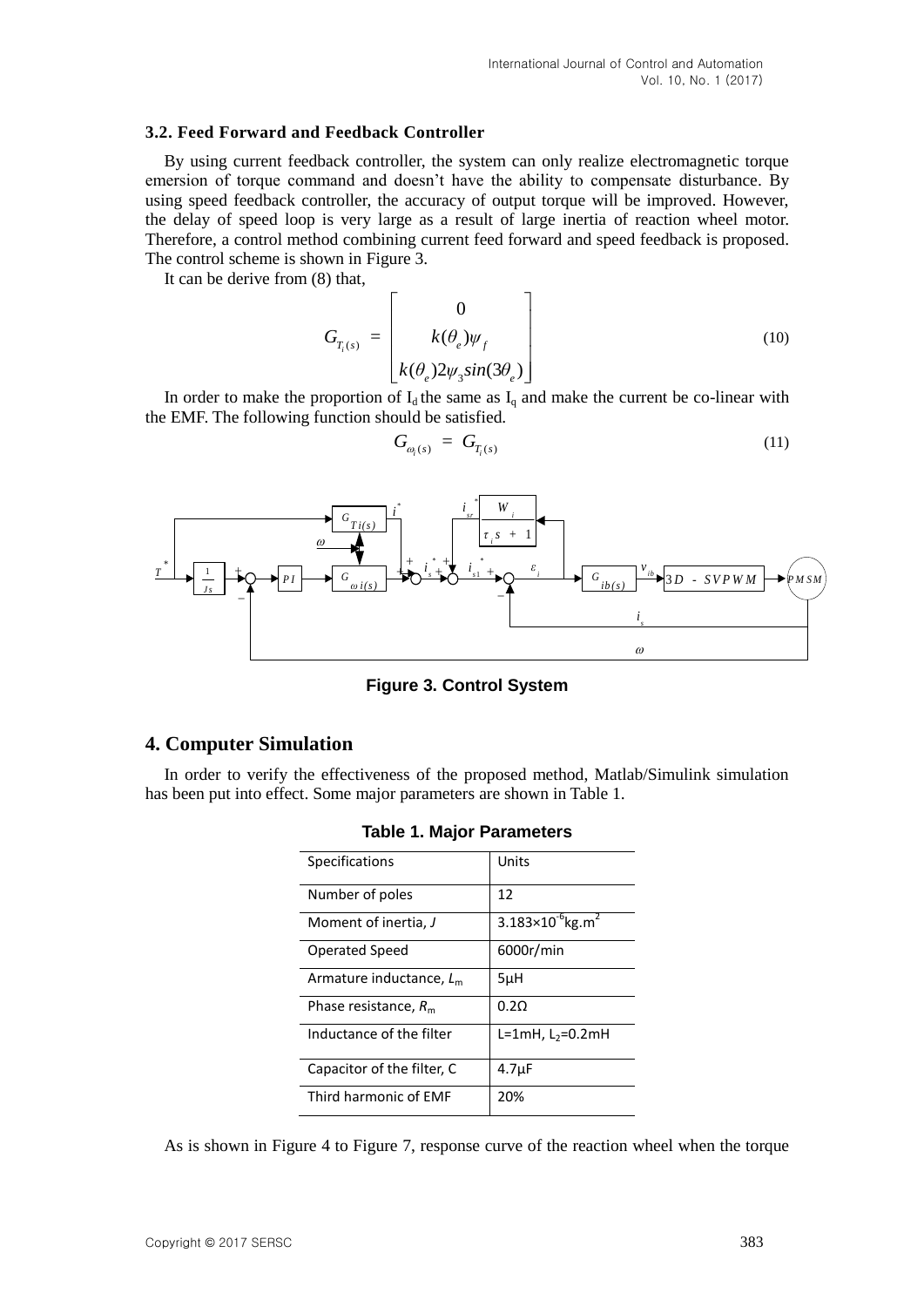### 3.2. Feed Forward and Feedback Controller

By using current feedback controller, the system can only realize electromagnetic torque emersion of torque command and doesn't have the ability to compensate disturbance. By using speed feedback controller, the accuracy of output torque will be improved. However, the delay of speed loop is very large as a result of large inertia of reaction wheel motor. Therefore, a control method combining current feed forward and speed feedback is proposed. The control scheme is shown in Figure 3.

It can be derive from (8) that,

$$G_{T_i(s)} = \begin{bmatrix} 0 \\ k(\theta_e)\psi_f \\ k(\theta_e)2\psi_3 sin(3\theta_e) \end{bmatrix} \tag{10}$$

In order to make the proportion of $I_d$ the same as $I_q$ and make the current be co-linear with the EMF. The following function should be satisfied.

$$G_{\omega_i(s)} = G_{T_i(s)} \tag{11}$$

**Figure 3. Control System**

## 4. Computer Simulation

In order to verify the effectiveness of the proposed method, Matlab/Simulink simulation has been put into effect. Some major parameters are shown in Table 1.

**Table 1. Major Parameters**

| Specifications | Units |
|---|---|
| Number of poles | 12 |
| Moment of inertia, $J$ | $3.183\times10^{-6}$kg.m$^2$ |
| Operated Speed | 6000r/min |
| Armature inductance, $L_m$ | 5μH |
| Phase resistance, $R_m$ | 0.2Ω |
| Inductance of the filter | L=1mH, $L_2$=0.2mH |
| Capacitor of the filter, C | 4.7μF |
| Third harmonic of EMF | 20% |

As is shown in Figure 4 to Figure 7, response curve of the reaction wheel when the torque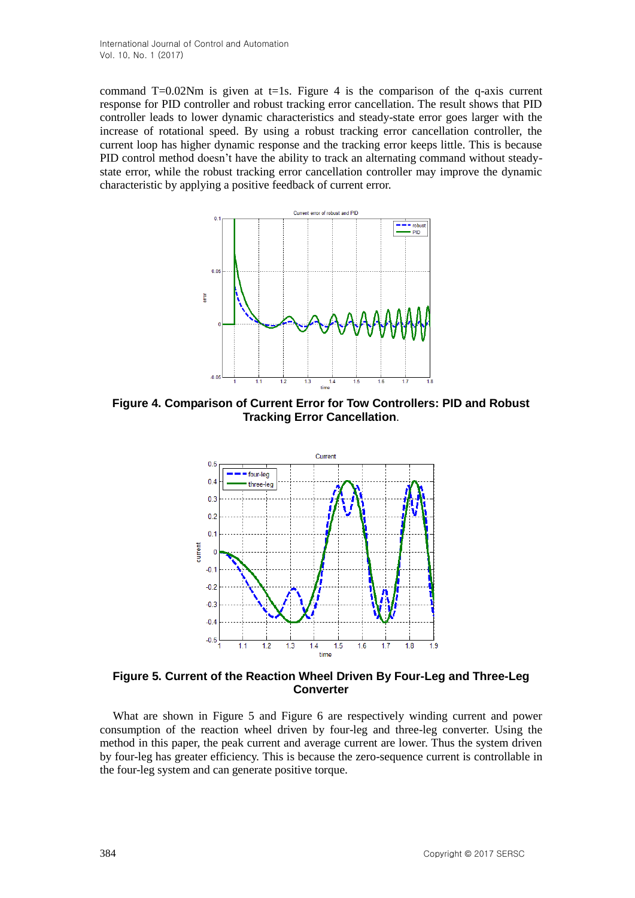command T=0.02Nm is given at t=1s. Figure 4 is the comparison of the q-axis current response for PID controller and robust tracking error cancellation. The result shows that PID controller leads to lower dynamic characteristics and steady-state error goes larger with the increase of rotational speed. By using a robust tracking error cancellation controller, the current loop has higher dynamic response and the tracking error keeps little. This is because PID control method doesn't have the ability to track an alternating command without steady-state error, while the robust tracking error cancellation controller may improve the dynamic characteristic by applying a positive feedback of current error.

**Figure 4. Comparison of Current Error for Tow Controllers: PID and Robust Tracking Error Cancellation**.

**Figure 5. Current of the Reaction Wheel Driven By Four-Leg and Three-Leg Converter**

What are shown in Figure 5 and Figure 6 are respectively winding current and power consumption of the reaction wheel driven by four-leg and three-leg converter. Using the method in this paper, the peak current and average current are lower. Thus the system driven by four-leg has greater efficiency. This is because the zero-sequence current is controllable in the four-leg system and can generate positive torque.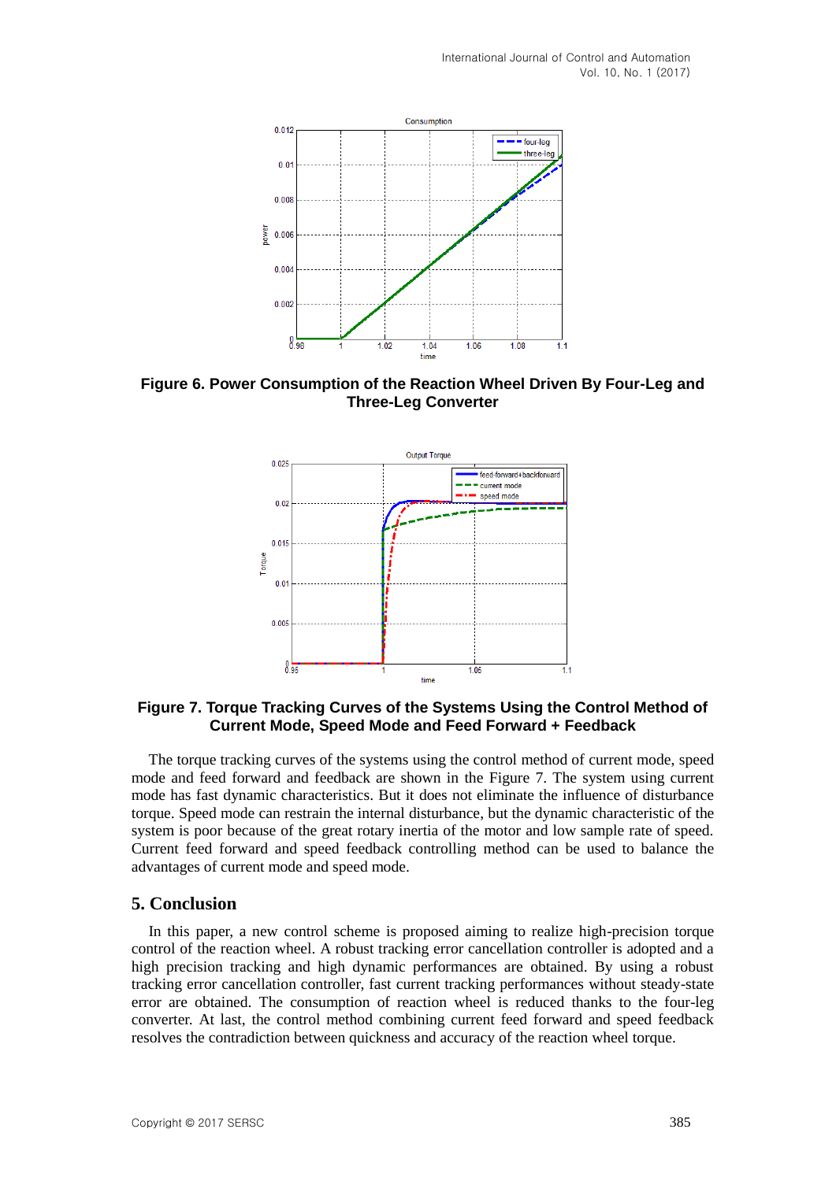**Figure 6. Power Consumption of the Reaction Wheel Driven By Four-Leg and Three-Leg Converter**

**Figure 7. Torque Tracking Curves of the Systems Using the Control Method of Current Mode, Speed Mode and Feed Forward + Feedback**

The torque tracking curves of the systems using the control method of current mode, speed mode and feed forward and feedback are shown in the Figure 7. The system using current mode has fast dynamic characteristics. But it does not eliminate the influence of disturbance torque. Speed mode can restrain the internal disturbance, but the dynamic characteristic of the system is poor because of the great rotary inertia of the motor and low sample rate of speed. Current feed forward and speed feedback controlling method can be used to balance the advantages of current mode and speed mode.

## 5. Conclusion

In this paper, a new control scheme is proposed aiming to realize high-precision torque control of the reaction wheel. A robust tracking error cancellation controller is adopted and a high precision tracking and high dynamic performances are obtained. By using a robust tracking error cancellation controller, fast current tracking performances without steady-state error are obtained. The consumption of reaction wheel is reduced thanks to the four-leg converter. At last, the control method combining current feed forward and speed feedback resolves the contradiction between quickness and accuracy of the reaction wheel torque.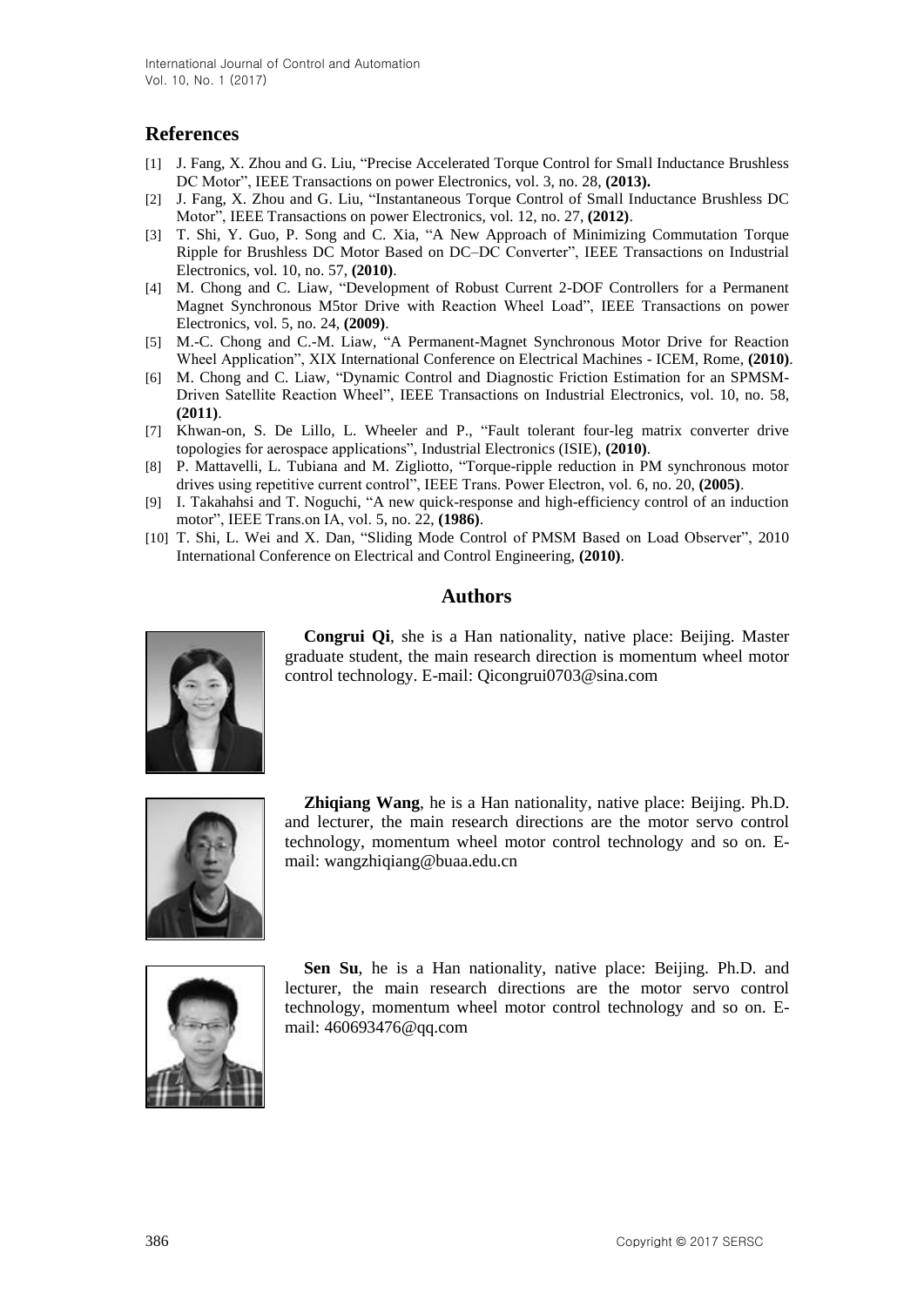## References

[1] J. Fang, X. Zhou and G. Liu, "Precise Accelerated Torque Control for Small Inductance Brushless DC Motor", IEEE Transactions on power Electronics, vol. 3, no. 28, **(2013).**

[2] J. Fang, X. Zhou and G. Liu, "Instantaneous Torque Control of Small Inductance Brushless DC Motor", IEEE Transactions on power Electronics, vol. 12, no. 27, **(2012)**.

[3] T. Shi, Y. Guo, P. Song and C. Xia, "A New Approach of Minimizing Commutation Torque Ripple for Brushless DC Motor Based on DC–DC Converter", IEEE Transactions on Industrial Electronics, vol. 10, no. 57, **(2010)**.

[4] M. Chong and C. Liaw, "Development of Robust Current 2-DOF Controllers for a Permanent Magnet Synchronous M5tor Drive with Reaction Wheel Load", IEEE Transactions on power Electronics, vol. 5, no. 24, **(2009)**.

[5] M.-C. Chong and C.-M. Liaw, "A Permanent-Magnet Synchronous Motor Drive for Reaction Wheel Application", XIX International Conference on Electrical Machines - ICEM, Rome, **(2010)**.

[6] M. Chong and C. Liaw, "Dynamic Control and Diagnostic Friction Estimation for an SPMSM-Driven Satellite Reaction Wheel", IEEE Transactions on Industrial Electronics, vol. 10, no. 58, **(2011)**.

[7] Khwan-on, S. De Lillo, L. Wheeler and P., "Fault tolerant four-leg matrix converter drive topologies for aerospace applications", Industrial Electronics (ISIE), **(2010)**.

[8] P. Mattavelli, L. Tubiana and M. Zigliotto, "Torque-ripple reduction in PM synchronous motor drives using repetitive current control", IEEE Trans. Power Electron, vol. 6, no. 20, **(2005)**.

[9] I. Takahahsi and T. Noguchi, "A new quick-response and high-efficiency control of an induction motor", IEEE Trans.on IA, vol. 5, no. 22, **(1986)**.

[10] T. Shi, L. Wei and X. Dan, "Sliding Mode Control of PMSM Based on Load Observer", 2010 International Conference on Electrical and Control Engineering, **(2010)**.

## Authors

**Congrui Qi**, she is a Han nationality, native place: Beijing. Master graduate student, the main research direction is momentum wheel motor control technology. E-mail: Qicongrui0703@sina.com

**Zhiqiang Wang**, he is a Han nationality, native place: Beijing. Ph.D. and lecturer, the main research directions are the motor servo control technology, momentum wheel motor control technology and so on. E-mail: wangzhiqiang@buaa.edu.cn

**Sen Su**, he is a Han nationality, native place: Beijing. Ph.D. and lecturer, the main research directions are the motor servo control technology, momentum wheel motor control technology and so on. E-mail: 460693476@qq.com